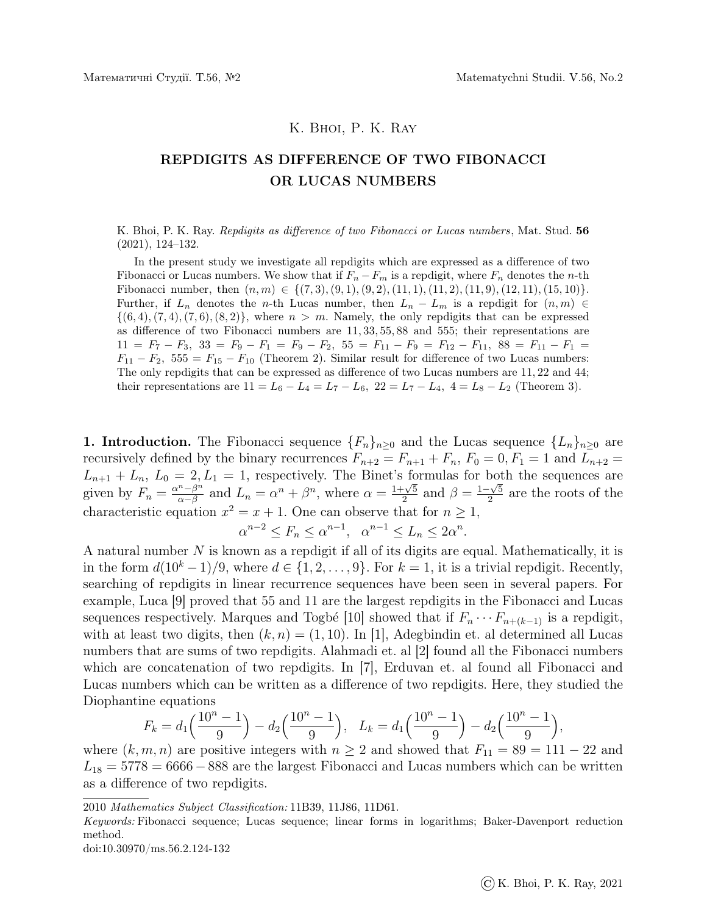K. Bhoi, P. K. Ray

# REPDIGITS AS DIFFERENCE OF TWO FIBONACCI OR LUCAS NUMBERS

K. Bhoi, P. K. Ray. *Repdigits as difference of two Fibonacci or Lucas numbers*, Mat. Stud. **56** (2021), 124–132.

In the present study we investigate all repdigits which are expressed as a difference of two Fibonacci or Lucas numbers. We show that if $F_n - F_m$ is a repdigit, where $F_n$ denotes the $n$-th Fibonacci number, then $(n, m) \in \{(7,3),(9,1),(9,2),(11,1),(11,2),(11,9),(12,11),(15,10)\}$. Further, if $L_n$ denotes the $n$-th Lucas number, then $L_n - L_m$ is a repdigit for $(n, m) \in \{(6,4),(7,4),(7,6),(8,2)\}$, where $n > m$. Namely, the only repdigits that can be expressed as difference of two Fibonacci numbers are $11, 33, 55, 88$ and $555$; their representations are $11 = F_7 - F_3,\ 33 = F_9 - F_1 = F_9 - F_2,\ 55 = F_{11} - F_9 = F_{12} - F_{11},\ 88 = F_{11} - F_1 = F_{11} - F_2,\ 555 = F_{15} - F_{10}$ (Theorem 2). Similar result for difference of two Lucas numbers: The only repdigits that can be expressed as difference of two Lucas numbers are $11, 22$ and $44$; their representations are $11 = L_6 - L_4 = L_7 - L_6,\ 22 = L_7 - L_4,\ 4 = L_8 - L_2$ (Theorem 3).

**1. Introduction.** The Fibonacci sequence $\{F_n\}_{n\geq 0}$ and the Lucas sequence $\{L_n\}_{n\geq 0}$ are recursively defined by the binary recurrences $F_{n+2} = F_{n+1} + F_n$, $F_0 = 0, F_1 = 1$ and $L_{n+2} = L_{n+1} + L_n$, $L_0 = 2, L_1 = 1$, respectively. The Binet's formulas for both the sequences are given by $F_n = \frac{\alpha^n - \beta^n}{\alpha - \beta}$ and $L_n = \alpha^n + \beta^n$, where $\alpha = \frac{1+\sqrt{5}}{2}$ and $\beta = \frac{1-\sqrt{5}}{2}$ are the roots of the characteristic equation $x^2 = x + 1$. One can observe that for $n \geq 1$,

$$\alpha^{n-2} \leq F_n \leq \alpha^{n-1}, \quad \alpha^{n-1} \leq L_n \leq 2\alpha^n.$$

A natural number $N$ is known as a repdigit if all of its digits are equal. Mathematically, it is in the form $d(10^k - 1)/9$, where $d \in \{1, 2, \ldots, 9\}$. For $k = 1$, it is a trivial repdigit. Recently, searching of repdigits in linear recurrence sequences have been seen in several papers. For example, Luca [9] proved that 55 and 11 are the largest repdigits in the Fibonacci and Lucas sequences respectively. Marques and Togbé [10] showed that if $F_n \cdots F_{n+(k-1)}$ is a repdigit, with at least two digits, then $(k, n) = (1, 10)$. In [1], Adegbindin et. al determined all Lucas numbers that are sums of two repdigits. Alahmadi et. al [2] found all the Fibonacci numbers which are concatenation of two repdigits. In [7], Erduvan et. al found all Fibonacci and Lucas numbers which can be written as a difference of two repdigits. Here, they studied the Diophantine equations

$$F_k = d_1\Big(\frac{10^n - 1}{9}\Big) - d_2\Big(\frac{10^n - 1}{9}\Big), \quad L_k = d_1\Big(\frac{10^n - 1}{9}\Big) - d_2\Big(\frac{10^n - 1}{9}\Big),$$

where $(k, m, n)$ are positive integers with $n \geq 2$ and showed that $F_{11} = 89 = 111 - 22$ and $L_{18} = 5778 = 6666 - 888$ are the largest Fibonacci and Lucas numbers which can be written as a difference of two repdigits.

2010 *Mathematics Subject Classification:* 11B39, 11J86, 11D61.

*Keywords:* Fibonacci sequence; Lucas sequence; linear forms in logarithms; Baker-Davenport reduction method.

doi:10.30970/ms.56.2.124-132

© K. Bhoi, P. K. Ray, 2021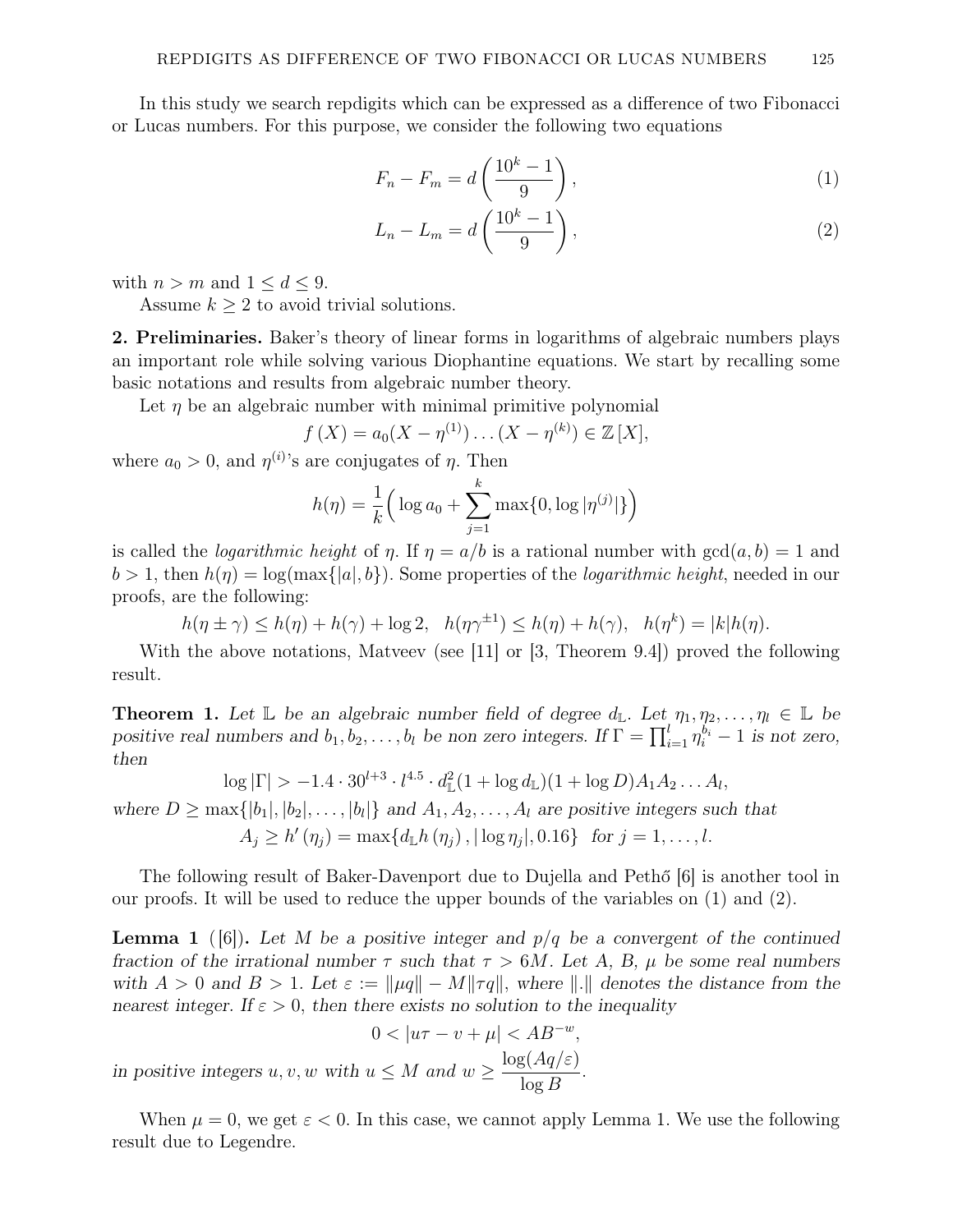In this study we search repdigits which can be expressed as a difference of two Fibonacci or Lucas numbers. For this purpose, we consider the following two equations

$$F_n - F_m = d\left(\frac{10^k - 1}{9}\right), \tag{1}$$

$$L_n - L_m = d\left(\frac{10^k - 1}{9}\right), \tag{2}$$

with $n > m$ and $1 \le d \le 9$.

Assume $k \ge 2$ to avoid trivial solutions.

**2. Preliminaries.** Baker's theory of linear forms in logarithms of algebraic numbers plays an important role while solving various Diophantine equations. We start by recalling some basic notations and results from algebraic number theory.

Let $\eta$ be an algebraic number with minimal primitive polynomial

$$f(X) = a_0(X - \eta^{(1)}) \ldots (X - \eta^{(k)}) \in \mathbb{Z}[X],$$

where $a_0 > 0$, and $\eta^{(i)}$'s are conjugates of $\eta$. Then

$$h(\eta) = \frac{1}{k}\Big(\log a_0 + \sum_{j=1}^{k} \max\{0, \log|\eta^{(j)}|\}\Big)$$

is called the *logarithmic height* of $\eta$. If $\eta = a/b$ is a rational number with $\gcd(a, b) = 1$ and $b > 1$, then $h(\eta) = \log(\max\{|a|, b\})$. Some properties of the *logarithmic height*, needed in our proofs, are the following:

$$h(\eta \pm \gamma) \le h(\eta) + h(\gamma) + \log 2, \quad h(\eta\gamma^{\pm 1}) \le h(\eta) + h(\gamma), \quad h(\eta^k) = |k| h(\eta).$$

With the above notations, Matveev (see [11] or [3, Theorem 9.4]) proved the following result.

**Theorem 1.** *Let $\mathbb{L}$ be an algebraic number field of degree $d_{\mathbb{L}}$. Let $\eta_1, \eta_2, \ldots, \eta_l \in \mathbb{L}$ be positive real numbers and $b_1, b_2, \ldots, b_l$ be non zero integers. If $\Gamma = \prod_{i=1}^{l} \eta_i^{b_i} - 1$ is not zero, then*

$$\log|\Gamma| > -1.4 \cdot 30^{l+3} \cdot l^{4.5} \cdot d_{\mathbb{L}}^2 (1 + \log d_{\mathbb{L}})(1 + \log D) A_1 A_2 \ldots A_l,$$

*where $D \ge \max\{|b_1|, |b_2|, \ldots, |b_l|\}$ and $A_1, A_2, \ldots, A_l$ are positive integers such that*

$$A_j \ge h'(\eta_j) = \max\{d_{\mathbb{L}} h(\eta_j), |\log \eta_j|, 0.16\} \quad \text{for } j = 1, \ldots, l.$$

The following result of Baker-Davenport due to Dujella and Pethő [6] is another tool in our proofs. It will be used to reduce the upper bounds of the variables on (1) and (2).

**Lemma 1** ([6])**.** *Let $M$ be a positive integer and $p/q$ be a convergent of the continued fraction of the irrational number $\tau$ such that $\tau > 6M$. Let $A$, $B$, $\mu$ be some real numbers with $A > 0$ and $B > 1$. Let $\varepsilon := \|\mu q\| - M\|\tau q\|$, where $\|.\|$ denotes the distance from the nearest integer. If $\varepsilon > 0$, then there exists no solution to the inequality*

$$0 < |u\tau - v + \mu| < AB^{-w},$$

*in positive integers $u, v, w$ with $u \le M$ and $w \ge \dfrac{\log(Aq/\varepsilon)}{\log B}$.*

When $\mu = 0$, we get $\varepsilon < 0$. In this case, we cannot apply Lemma 1. We use the following result due to Legendre.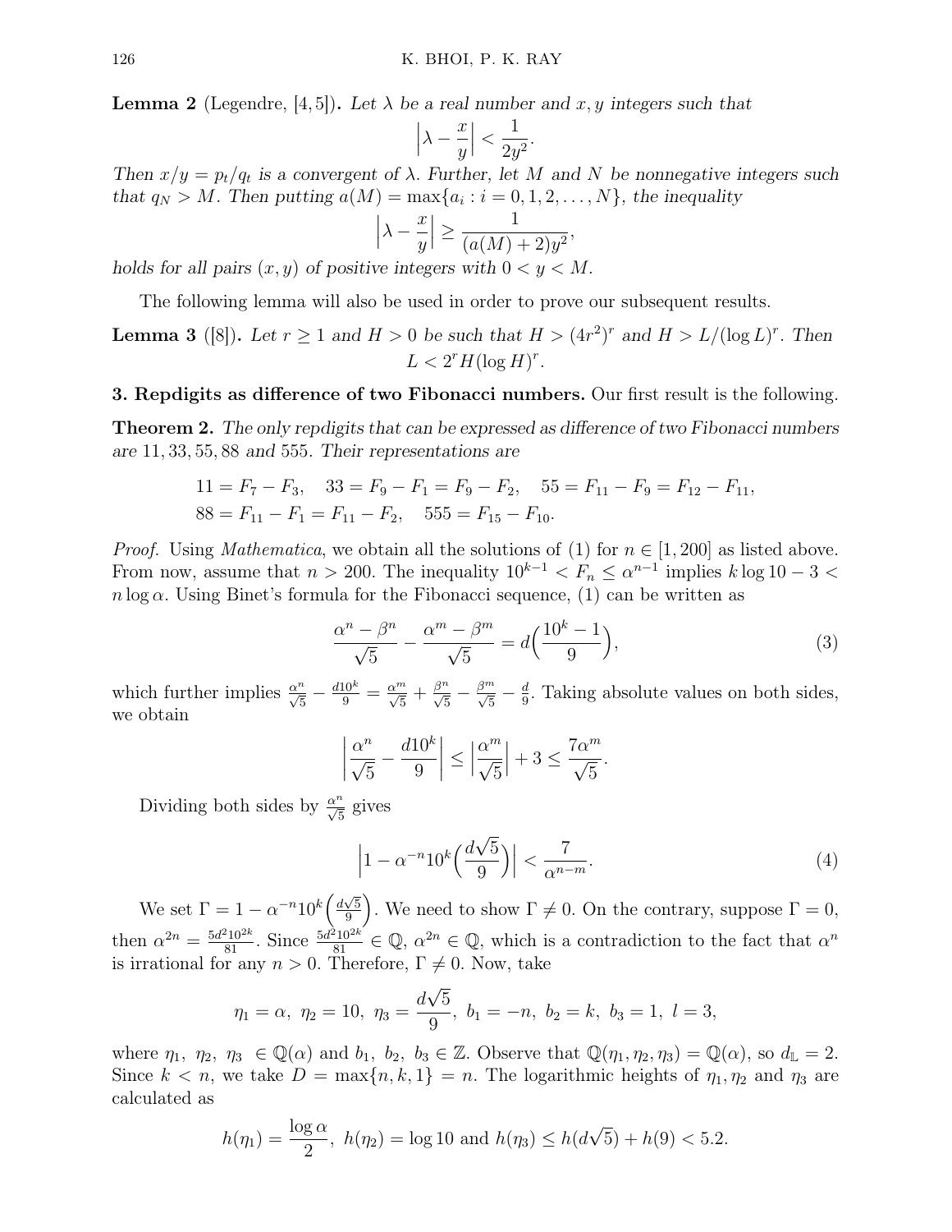**Lemma 2** (Legendre, [4,5])**.** *Let $\lambda$ be a real number and $x, y$ integers such that*

$$\left|\lambda - \frac{x}{y}\right| < \frac{1}{2y^2}.$$

*Then $x/y = p_t/q_t$ is a convergent of $\lambda$. Further, let $M$ and $N$ be nonnegative integers such that $q_N > M$. Then putting $a(M) = \max\{a_i : i = 0, 1, 2, \ldots, N\}$, the inequality*

$$\left|\lambda - \frac{x}{y}\right| \geq \frac{1}{(a(M)+2)y^2},$$

*holds for all pairs $(x, y)$ of positive integers with $0 < y < M$.*

The following lemma will also be used in order to prove our subsequent results.

**Lemma 3** ([8])**.** *Let $r \geq 1$ and $H > 0$ be such that $H > (4r^2)^r$ and $H > L/(\log L)^r$. Then*

$$L < 2^r H (\log H)^r.$$

## 3. Repdigits as difference of two Fibonacci numbers.

Our first result is the following.

**Theorem 2.** *The only repdigits that can be expressed as difference of two Fibonacci numbers are $11, 33, 55, 88$ and $555$. Their representations are*

$$11 = F_7 - F_3, \quad 33 = F_9 - F_1 = F_9 - F_2, \quad 55 = F_{11} - F_9 = F_{12} - F_{11},$$
$$88 = F_{11} - F_1 = F_{11} - F_2, \quad 555 = F_{15} - F_{10}.$$

*Proof.* Using *Mathematica*, we obtain all the solutions of (1) for $n \in [1, 200]$ as listed above. From now, assume that $n > 200$. The inequality $10^{k-1} < F_n \leq \alpha^{n-1}$ implies $k \log 10 - 3 < n \log \alpha$. Using Binet's formula for the Fibonacci sequence, (1) can be written as

$$\frac{\alpha^n - \beta^n}{\sqrt{5}} - \frac{\alpha^m - \beta^m}{\sqrt{5}} = d\Big(\frac{10^k - 1}{9}\Big), \tag{3}$$

which further implies $\frac{\alpha^n}{\sqrt{5}} - \frac{d10^k}{9} = \frac{\alpha^m}{\sqrt{5}} + \frac{\beta^n}{\sqrt{5}} - \frac{\beta^m}{\sqrt{5}} - \frac{d}{9}$. Taking absolute values on both sides, we obtain

$$\left|\frac{\alpha^n}{\sqrt{5}} - \frac{d10^k}{9}\right| \leq \left|\frac{\alpha^m}{\sqrt{5}}\right| + 3 \leq \frac{7\alpha^m}{\sqrt{5}}.$$

Dividing both sides by $\frac{\alpha^n}{\sqrt{5}}$ gives

$$\left|1 - \alpha^{-n} 10^k \Big(\frac{d\sqrt{5}}{9}\Big)\right| < \frac{7}{\alpha^{n-m}}. \tag{4}$$

We set $\Gamma = 1 - \alpha^{-n} 10^k \Big(\frac{d\sqrt{5}}{9}\Big)$. We need to show $\Gamma \neq 0$. On the contrary, suppose $\Gamma = 0$, then $\alpha^{2n} = \frac{5d^2 10^{2k}}{81}$. Since $\frac{5d^2 10^{2k}}{81} \in \mathbb{Q}$, $\alpha^{2n} \in \mathbb{Q}$, which is a contradiction to the fact that $\alpha^n$ is irrational for any $n > 0$. Therefore, $\Gamma \neq 0$. Now, take

$$\eta_1 = \alpha,\ \eta_2 = 10,\ \eta_3 = \frac{d\sqrt{5}}{9},\ b_1 = -n,\ b_2 = k,\ b_3 = 1,\ l = 3,$$

where $\eta_1, \eta_2, \eta_3 \in \mathbb{Q}(\alpha)$ and $b_1, b_2, b_3 \in \mathbb{Z}$. Observe that $\mathbb{Q}(\eta_1, \eta_2, \eta_3) = \mathbb{Q}(\alpha)$, so $d_{\mathbb{L}} = 2$. Since $k < n$, we take $D = \max\{n, k, 1\} = n$. The logarithmic heights of $\eta_1, \eta_2$ and $\eta_3$ are calculated as

$$h(\eta_1) = \frac{\log \alpha}{2},\ h(\eta_2) = \log 10 \text{ and } h(\eta_3) \leq h(d\sqrt{5}) + h(9) < 5.2.$$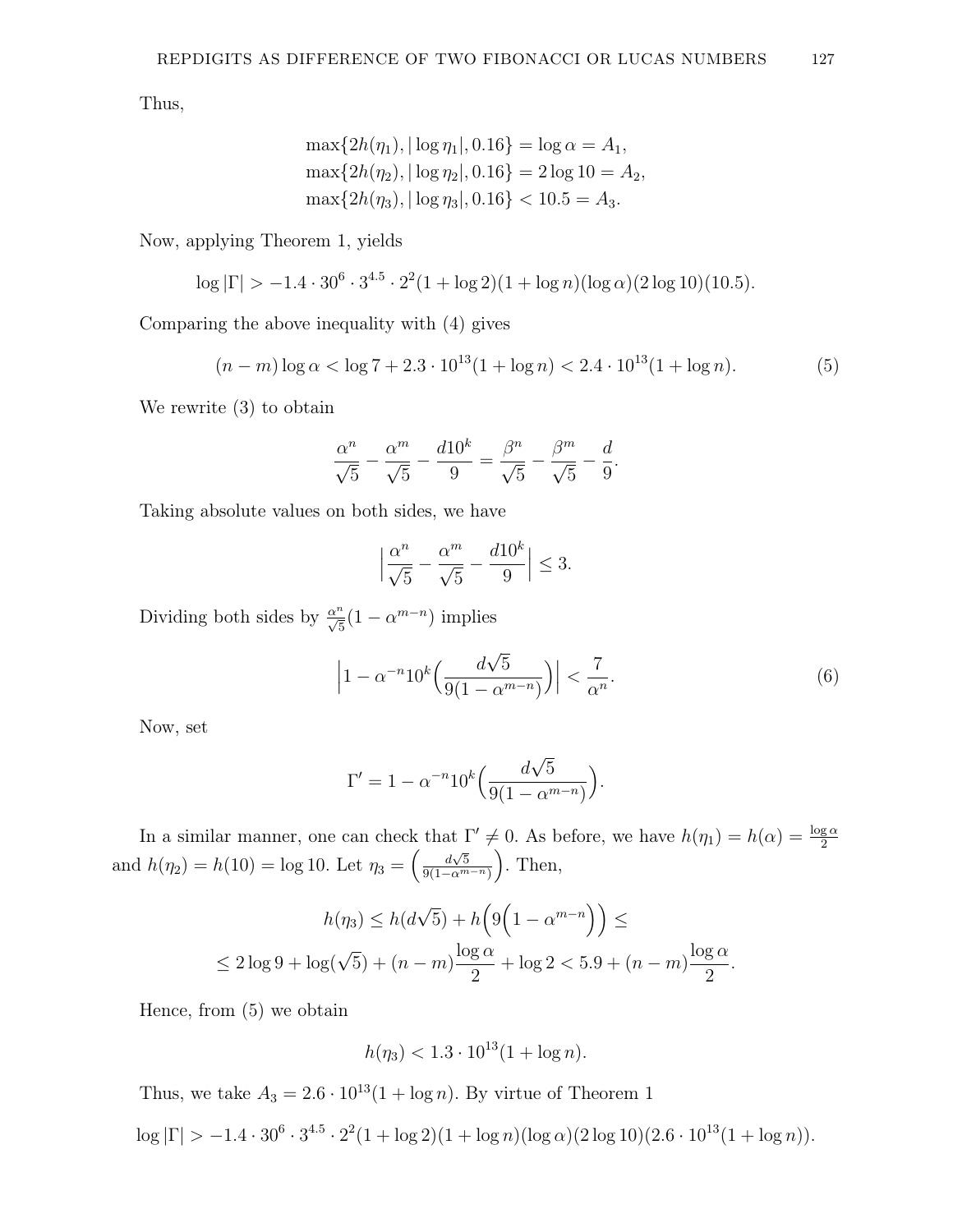Thus,

$$\max\{2h(\eta_1), |\log \eta_1|, 0.16\} = \log \alpha = A_1,$$
$$\max\{2h(\eta_2), |\log \eta_2|, 0.16\} = 2\log 10 = A_2,$$
$$\max\{2h(\eta_3), |\log \eta_3|, 0.16\} < 10.5 = A_3.$$

Now, applying Theorem 1, yields

$$\log|\Gamma| > -1.4 \cdot 30^6 \cdot 3^{4.5} \cdot 2^2(1+\log 2)(1+\log n)(\log \alpha)(2\log 10)(10.5).$$

Comparing the above inequality with (4) gives

$$(n-m)\log \alpha < \log 7 + 2.3 \cdot 10^{13}(1+\log n) < 2.4 \cdot 10^{13}(1+\log n). \tag{5}$$

We rewrite (3) to obtain

$$\frac{\alpha^n}{\sqrt{5}} - \frac{\alpha^m}{\sqrt{5}} - \frac{d10^k}{9} = \frac{\beta^n}{\sqrt{5}} - \frac{\beta^m}{\sqrt{5}} - \frac{d}{9}.$$

Taking absolute values on both sides, we have

$$\Big|\frac{\alpha^n}{\sqrt{5}} - \frac{\alpha^m}{\sqrt{5}} - \frac{d10^k}{9}\Big| \leq 3.$$

Dividing both sides by $\frac{\alpha^n}{\sqrt{5}}(1-\alpha^{m-n})$ implies

$$\Big|1 - \alpha^{-n}10^k\Big(\frac{d\sqrt{5}}{9(1-\alpha^{m-n})}\Big)\Big| < \frac{7}{\alpha^n}. \tag{6}$$

Now, set

$$\Gamma' = 1 - \alpha^{-n}10^k\Big(\frac{d\sqrt{5}}{9(1-\alpha^{m-n})}\Big).$$

In a similar manner, one can check that $\Gamma' \neq 0$. As before, we have $h(\eta_1) = h(\alpha) = \frac{\log \alpha}{2}$ and $h(\eta_2) = h(10) = \log 10$. Let $\eta_3 = \Big(\frac{d\sqrt{5}}{9(1-\alpha^{m-n})}\Big)$. Then,

$$h(\eta_3) \leq h(d\sqrt{5}) + h\Big(9\Big(1-\alpha^{m-n}\Big)\Big) \leq$$
$$\leq 2\log 9 + \log(\sqrt{5}) + (n-m)\frac{\log \alpha}{2} + \log 2 < 5.9 + (n-m)\frac{\log \alpha}{2}.$$

Hence, from (5) we obtain

$$h(\eta_3) < 1.3 \cdot 10^{13}(1+\log n).$$

Thus, we take $A_3 = 2.6 \cdot 10^{13}(1+\log n)$. By virtue of Theorem 1

$$\log|\Gamma| > -1.4 \cdot 30^6 \cdot 3^{4.5} \cdot 2^2(1+\log 2)(1+\log n)(\log \alpha)(2\log 10)(2.6 \cdot 10^{13}(1+\log n)).$$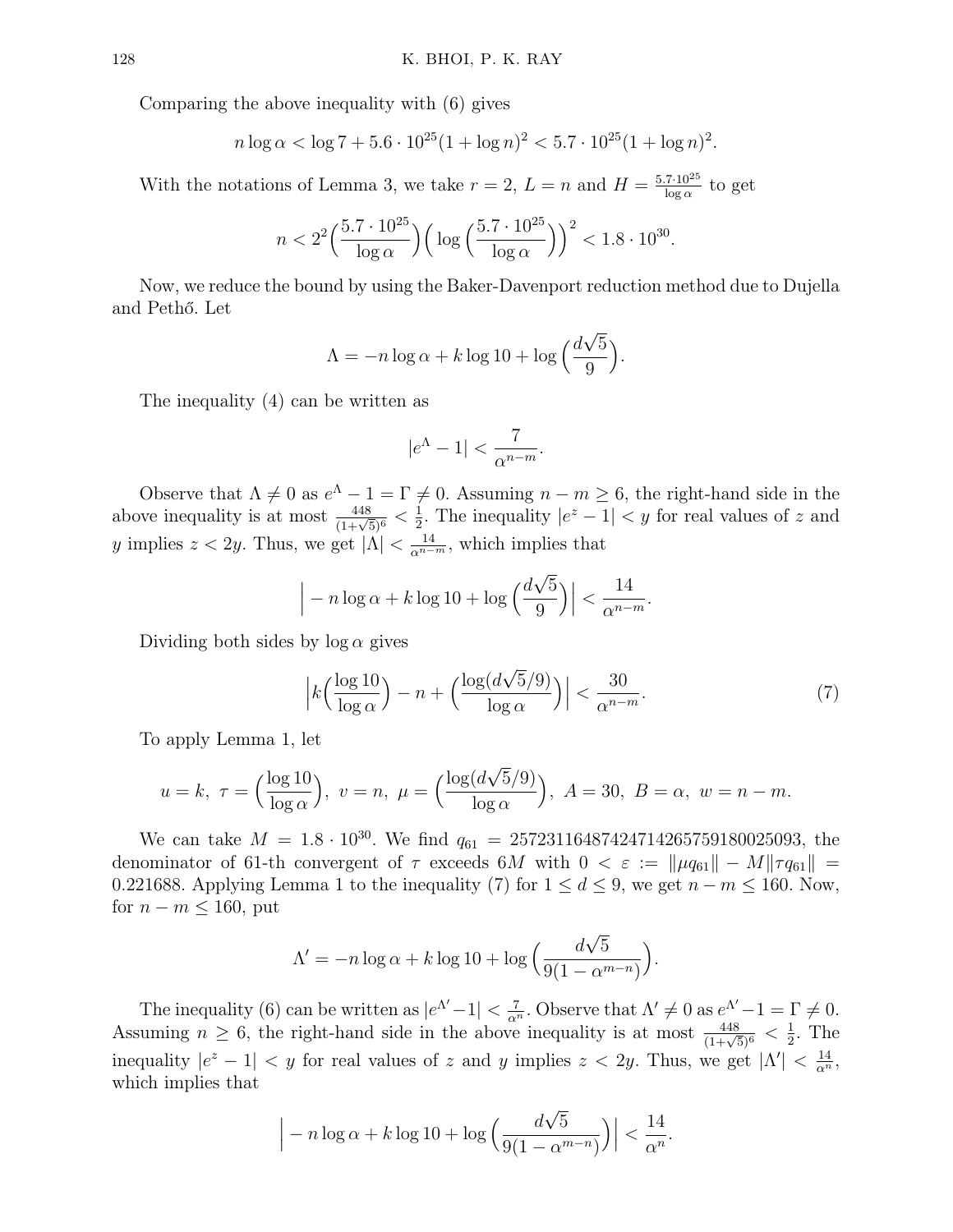Comparing the above inequality with (6) gives

$$n \log \alpha < \log 7 + 5.6 \cdot 10^{25}(1 + \log n)^2 < 5.7 \cdot 10^{25}(1 + \log n)^2.$$

With the notations of Lemma 3, we take $r = 2$, $L = n$ and $H = \frac{5.7 \cdot 10^{25}}{\log \alpha}$ to get

$$n < 2^2 \Big(\frac{5.7 \cdot 10^{25}}{\log \alpha}\Big)\Big(\log\Big(\frac{5.7 \cdot 10^{25}}{\log \alpha}\Big)\Big)^2 < 1.8 \cdot 10^{30}.$$

Now, we reduce the bound by using the Baker-Davenport reduction method due to Dujella and Pethő. Let

$$\Lambda = -n \log \alpha + k \log 10 + \log\Big(\frac{d\sqrt{5}}{9}\Big).$$

The inequality (4) can be written as

$$|e^{\Lambda} - 1| < \frac{7}{\alpha^{n-m}}.$$

Observe that $\Lambda \neq 0$ as $e^{\Lambda} - 1 = \Gamma \neq 0$. Assuming $n - m \geq 6$, the right-hand side in the above inequality is at most $\frac{448}{(1+\sqrt{5})^6} < \frac{1}{2}$. The inequality $|e^z - 1| < y$ for real values of $z$ and $y$ implies $z < 2y$. Thus, we get $|\Lambda| < \frac{14}{\alpha^{n-m}}$, which implies that

$$\Big| -n \log \alpha + k \log 10 + \log\Big(\frac{d\sqrt{5}}{9}\Big)\Big| < \frac{14}{\alpha^{n-m}}.$$

Dividing both sides by $\log \alpha$ gives

$$\Big|k\Big(\frac{\log 10}{\log \alpha}\Big) - n + \Big(\frac{\log(d\sqrt{5}/9)}{\log \alpha}\Big)\Big| < \frac{30}{\alpha^{n-m}}. \tag{7}$$

To apply Lemma 1, let

$$u = k,\ \tau = \Big(\frac{\log 10}{\log \alpha}\Big),\ v = n,\ \mu = \Big(\frac{\log(d\sqrt{5}/9)}{\log \alpha}\Big),\ A = 30,\ B = \alpha,\ w = n - m.$$

We can take $M = 1.8 \cdot 10^{30}$. We find $q_{61} = 2572311648742471426575918002509​3$, the denominator of 61-th convergent of $\tau$ exceeds $6M$ with $0 < \varepsilon := \|\mu q_{61}\| - M\|\tau q_{61}\| = 0.221688$. Applying Lemma 1 to the inequality (7) for $1 \leq d \leq 9$, we get $n - m \leq 160$. Now, for $n - m \leq 160$, put

$$\Lambda' = -n \log \alpha + k \log 10 + \log\Big(\frac{d\sqrt{5}}{9(1 - \alpha^{m-n})}\Big).$$

The inequality (6) can be written as $|e^{\Lambda'} - 1| < \frac{7}{\alpha^n}$. Observe that $\Lambda' \neq 0$ as $e^{\Lambda'} - 1 = \Gamma \neq 0$. Assuming $n \geq 6$, the right-hand side in the above inequality is at most $\frac{448}{(1+\sqrt{5})^6} < \frac{1}{2}$. The inequality $|e^z - 1| < y$ for real values of $z$ and $y$ implies $z < 2y$. Thus, we get $|\Lambda'| < \frac{14}{\alpha^n}$, which implies that

$$\Big| -n \log \alpha + k \log 10 + \log\Big(\frac{d\sqrt{5}}{9(1 - \alpha^{m-n})}\Big)\Big| < \frac{14}{\alpha^n}.$$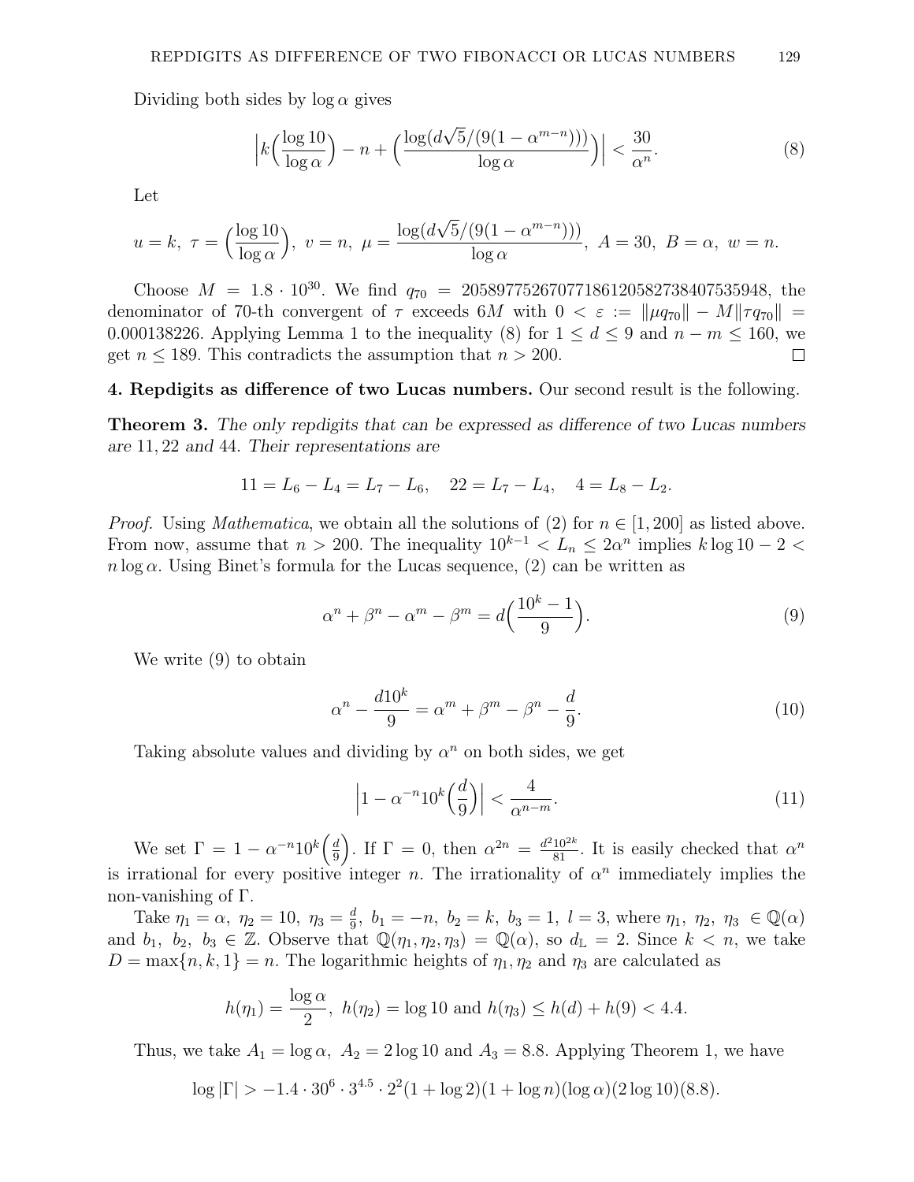Dividing both sides by $\log \alpha$ gives

$$\left|k\Big(\frac{\log 10}{\log \alpha}\Big) - n + \Big(\frac{\log(d\sqrt{5}/(9(1-\alpha^{m-n})))}{\log \alpha}\Big)\right| < \frac{30}{\alpha^n}. \tag{8}$$

Let

$$u = k,\ \tau = \Big(\frac{\log 10}{\log \alpha}\Big),\ v = n,\ \mu = \frac{\log(d\sqrt{5}/(9(1-\alpha^{m-n})))}{\log \alpha},\ A = 30,\ B = \alpha,\ w = n.$$

Choose $M = 1.8 \cdot 10^{30}$. We find $q_{70} = 205897752670771861205827384075359 48$, the denominator of 70-th convergent of $\tau$ exceeds $6M$ with $0 < \varepsilon := \|\mu q_{70}\| - M\|\tau q_{70}\| = 0.000138226$. Applying Lemma 1 to the inequality (8) for $1 \leq d \leq 9$ and $n - m \leq 160$, we get $n \leq 189$. This contradicts the assumption that $n > 200$. $\square$

**4. Repdigits as difference of two Lucas numbers.** Our second result is the following.

**Theorem 3.** *The only repdigits that can be expressed as difference of two Lucas numbers are* 11, 22 *and* 44. *Their representations are*

$$11 = L_6 - L_4 = L_7 - L_6, \quad 22 = L_7 - L_4, \quad 4 = L_8 - L_2.$$

*Proof.* Using *Mathematica*, we obtain all the solutions of (2) for $n \in [1, 200]$ as listed above. From now, assume that $n > 200$. The inequality $10^{k-1} < L_n \leq 2\alpha^n$ implies $k \log 10 - 2 < n \log \alpha$. Using Binet's formula for the Lucas sequence, (2) can be written as

$$\alpha^n + \beta^n - \alpha^m - \beta^m = d\Big(\frac{10^k - 1}{9}\Big). \tag{9}$$

We write (9) to obtain

$$\alpha^n - \frac{d10^k}{9} = \alpha^m + \beta^m - \beta^n - \frac{d}{9}. \tag{10}$$

Taking absolute values and dividing by $\alpha^n$ on both sides, we get

$$\left|1 - \alpha^{-n}10^k\Big(\frac{d}{9}\Big)\right| < \frac{4}{\alpha^{n-m}}. \tag{11}$$

We set $\Gamma = 1 - \alpha^{-n}10^k\Big(\frac{d}{9}\Big)$. If $\Gamma = 0$, then $\alpha^{2n} = \frac{d^2 10^{2k}}{81}$. It is easily checked that $\alpha^n$ is irrational for every positive integer $n$. The irrationality of $\alpha^n$ immediately implies the non-vanishing of $\Gamma$.

Take $\eta_1 = \alpha,\ \eta_2 = 10,\ \eta_3 = \frac{d}{9},\ b_1 = -n,\ b_2 = k,\ b_3 = 1,\ l = 3$, where $\eta_1,\ \eta_2,\ \eta_3 \in \mathbb{Q}(\alpha)$ and $b_1,\ b_2,\ b_3 \in \mathbb{Z}$. Observe that $\mathbb{Q}(\eta_1, \eta_2, \eta_3) = \mathbb{Q}(\alpha)$, so $d_{\mathbb{L}} = 2$. Since $k < n$, we take $D = \max\{n, k, 1\} = n$. The logarithmic heights of $\eta_1, \eta_2$ and $\eta_3$ are calculated as

$$h(\eta_1) = \frac{\log \alpha}{2},\ h(\eta_2) = \log 10 \text{ and } h(\eta_3) \leq h(d) + h(9) < 4.4.$$

Thus, we take $A_1 = \log \alpha,\ A_2 = 2\log 10$ and $A_3 = 8.8$. Applying Theorem 1, we have

$$\log|\Gamma| > -1.4 \cdot 30^6 \cdot 3^{4.5} \cdot 2^2(1 + \log 2)(1 + \log n)(\log \alpha)(2\log 10)(8.8).$$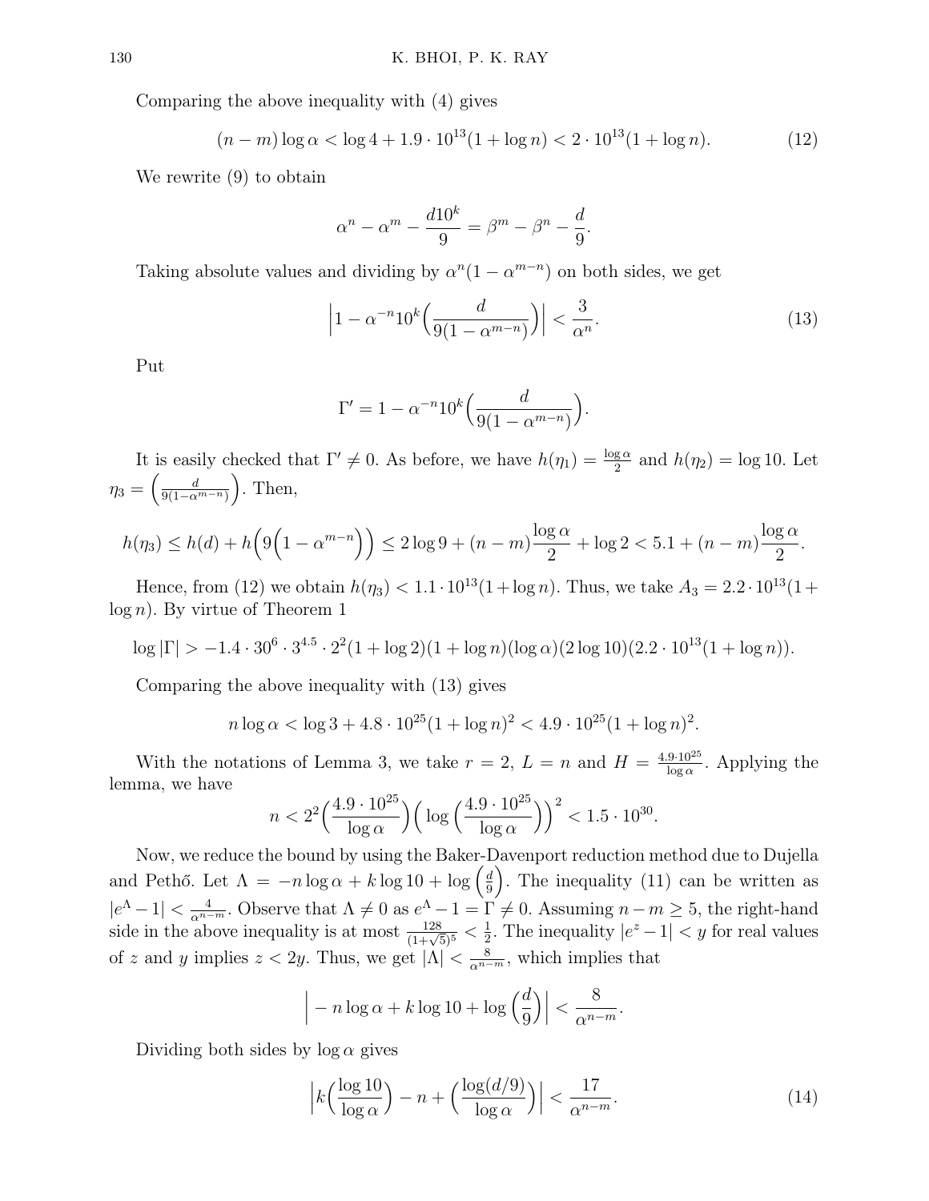Comparing the above inequality with (4) gives

$$(n-m)\log\alpha < \log 4 + 1.9\cdot 10^{13}(1+\log n) < 2\cdot 10^{13}(1+\log n). \tag{12}$$

We rewrite (9) to obtain

$$\alpha^n - \alpha^m - \frac{d10^k}{9} = \beta^m - \beta^n - \frac{d}{9}.$$

Taking absolute values and dividing by $\alpha^n(1-\alpha^{m-n})$ on both sides, we get

$$\Big|1 - \alpha^{-n}10^k\Big(\frac{d}{9(1-\alpha^{m-n})}\Big)\Big| < \frac{3}{\alpha^n}. \tag{13}$$

Put

$$\Gamma' = 1 - \alpha^{-n}10^k\Big(\frac{d}{9(1-\alpha^{m-n})}\Big).$$

It is easily checked that $\Gamma' \neq 0$. As before, we have $h(\eta_1) = \frac{\log\alpha}{2}$ and $h(\eta_2) = \log 10$. Let $\eta_3 = \Big(\frac{d}{9(1-\alpha^{m-n})}\Big)$. Then,

$$h(\eta_3) \leq h(d) + h\Big(9\Big(1-\alpha^{m-n}\Big)\Big) \leq 2\log 9 + (n-m)\frac{\log\alpha}{2} + \log 2 < 5.1 + (n-m)\frac{\log\alpha}{2}.$$

Hence, from (12) we obtain $h(\eta_3) < 1.1\cdot 10^{13}(1+\log n)$. Thus, we take $A_3 = 2.2\cdot 10^{13}(1+\log n)$. By virtue of Theorem 1

$$\log|\Gamma| > -1.4\cdot 30^6\cdot 3^{4.5}\cdot 2^2(1+\log 2)(1+\log n)(\log\alpha)(2\log 10)(2.2\cdot 10^{13}(1+\log n)).$$

Comparing the above inequality with (13) gives

$$n\log\alpha < \log 3 + 4.8\cdot 10^{25}(1+\log n)^2 < 4.9\cdot 10^{25}(1+\log n)^2.$$

With the notations of Lemma 3, we take $r=2$, $L=n$ and $H = \frac{4.9\cdot 10^{25}}{\log\alpha}$. Applying the lemma, we have

$$n < 2^2\Big(\frac{4.9\cdot 10^{25}}{\log\alpha}\Big)\Big(\log\Big(\frac{4.9\cdot 10^{25}}{\log\alpha}\Big)\Big)^2 < 1.5\cdot 10^{30}.$$

Now, we reduce the bound by using the Baker-Davenport reduction method due to Dujella and Pethő. Let $\Lambda = -n\log\alpha + k\log 10 + \log\Big(\frac{d}{9}\Big)$. The inequality (11) can be written as $|e^\Lambda - 1| < \frac{4}{\alpha^{n-m}}$. Observe that $\Lambda \neq 0$ as $e^\Lambda - 1 = \Gamma \neq 0$. Assuming $n-m \geq 5$, the right-hand side in the above inequality is at most $\frac{128}{(1+\sqrt{5})^5} < \frac{1}{2}$. The inequality $|e^z - 1| < y$ for real values of $z$ and $y$ implies $z < 2y$. Thus, we get $|\Lambda| < \frac{8}{\alpha^{n-m}}$, which implies that

$$\Big| -n\log\alpha + k\log 10 + \log\Big(\frac{d}{9}\Big)\Big| < \frac{8}{\alpha^{n-m}}.$$

Dividing both sides by $\log\alpha$ gives

$$\Big|k\Big(\frac{\log 10}{\log\alpha}\Big) - n + \Big(\frac{\log(d/9)}{\log\alpha}\Big)\Big| < \frac{17}{\alpha^{n-m}}. \tag{14}$$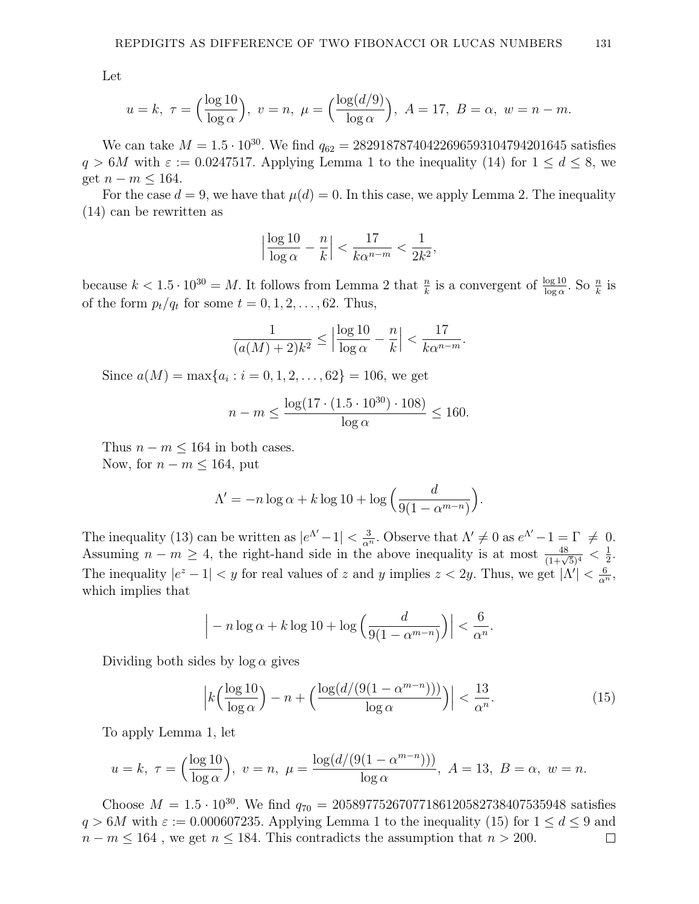Let

$$u = k,\ \tau = \Big(\frac{\log 10}{\log \alpha}\Big),\ v = n,\ \mu = \Big(\frac{\log(d/9)}{\log \alpha}\Big),\ A = 17,\ B = \alpha,\ w = n - m.$$

We can take $M = 1.5 \cdot 10^{30}$. We find $q_{62} = 2829187874042269659310479420164$5 satisfies $q > 6M$ with $\varepsilon := 0.0247517$. Applying Lemma 1 to the inequality (14) for $1 \le d \le 8$, we get $n - m \le 164$.

For the case $d = 9$, we have that $\mu(d) = 0$. In this case, we apply Lemma 2. The inequality (14) can be rewritten as

$$\Big|\frac{\log 10}{\log \alpha} - \frac{n}{k}\Big| < \frac{17}{k\alpha^{n-m}} < \frac{1}{2k^2},$$

because $k < 1.5 \cdot 10^{30} = M$. It follows from Lemma 2 that $\frac{n}{k}$ is a convergent of $\frac{\log 10}{\log \alpha}$. So $\frac{n}{k}$ is of the form $p_t/q_t$ for some $t = 0, 1, 2, \ldots, 62$. Thus,

$$\frac{1}{(a(M)+2)k^2} \le \Big|\frac{\log 10}{\log \alpha} - \frac{n}{k}\Big| < \frac{17}{k\alpha^{n-m}}.$$

Since $a(M) = \max\{a_i : i = 0, 1, 2, \ldots, 62\} = 106$, we get

$$n - m \le \frac{\log(17 \cdot (1.5 \cdot 10^{30}) \cdot 108)}{\log \alpha} \le 160.$$

Thus $n - m \le 164$ in both cases.

Now, for $n - m \le 164$, put

$$\Lambda' = -n \log \alpha + k \log 10 + \log\Big(\frac{d}{9(1 - \alpha^{m-n})}\Big).$$

The inequality (13) can be written as $|e^{\Lambda'} - 1| < \frac{3}{\alpha^n}$. Observe that $\Lambda' \neq 0$ as $e^{\Lambda'} - 1 = \Gamma \neq 0$. Assuming $n - m \ge 4$, the right-hand side in the above inequality is at most $\frac{48}{(1+\sqrt{5})^4} < \frac{1}{2}$. The inequality $|e^z - 1| < y$ for real values of $z$ and $y$ implies $z < 2y$. Thus, we get $|\Lambda'| < \frac{6}{\alpha^n}$, which implies that

$$\Big| - n \log \alpha + k \log 10 + \log\Big(\frac{d}{9(1 - \alpha^{m-n})}\Big)\Big| < \frac{6}{\alpha^n}.$$

Dividing both sides by $\log \alpha$ gives

$$\Big| k\Big(\frac{\log 10}{\log \alpha}\Big) - n + \Big(\frac{\log(d/(9(1 - \alpha^{m-n})))}{\log \alpha}\Big)\Big| < \frac{13}{\alpha^n}. \tag{15}$$

To apply Lemma 1, let

$$u = k,\ \tau = \Big(\frac{\log 10}{\log \alpha}\Big),\ v = n,\ \mu = \frac{\log(d/(9(1 - \alpha^{m-n})))}{\log \alpha},\ A = 13,\ B = \alpha,\ w = n.$$

Choose $M = 1.5 \cdot 10^{30}$. We find $q_{70} = 205897752670771861205827384075359 48$ satisfies $q > 6M$ with $\varepsilon := 0.000607235$. Applying Lemma 1 to the inequality (15) for $1 \le d \le 9$ and $n - m \le 164$ , we get $n \le 184$. This contradicts the assumption that $n > 200$. $\square$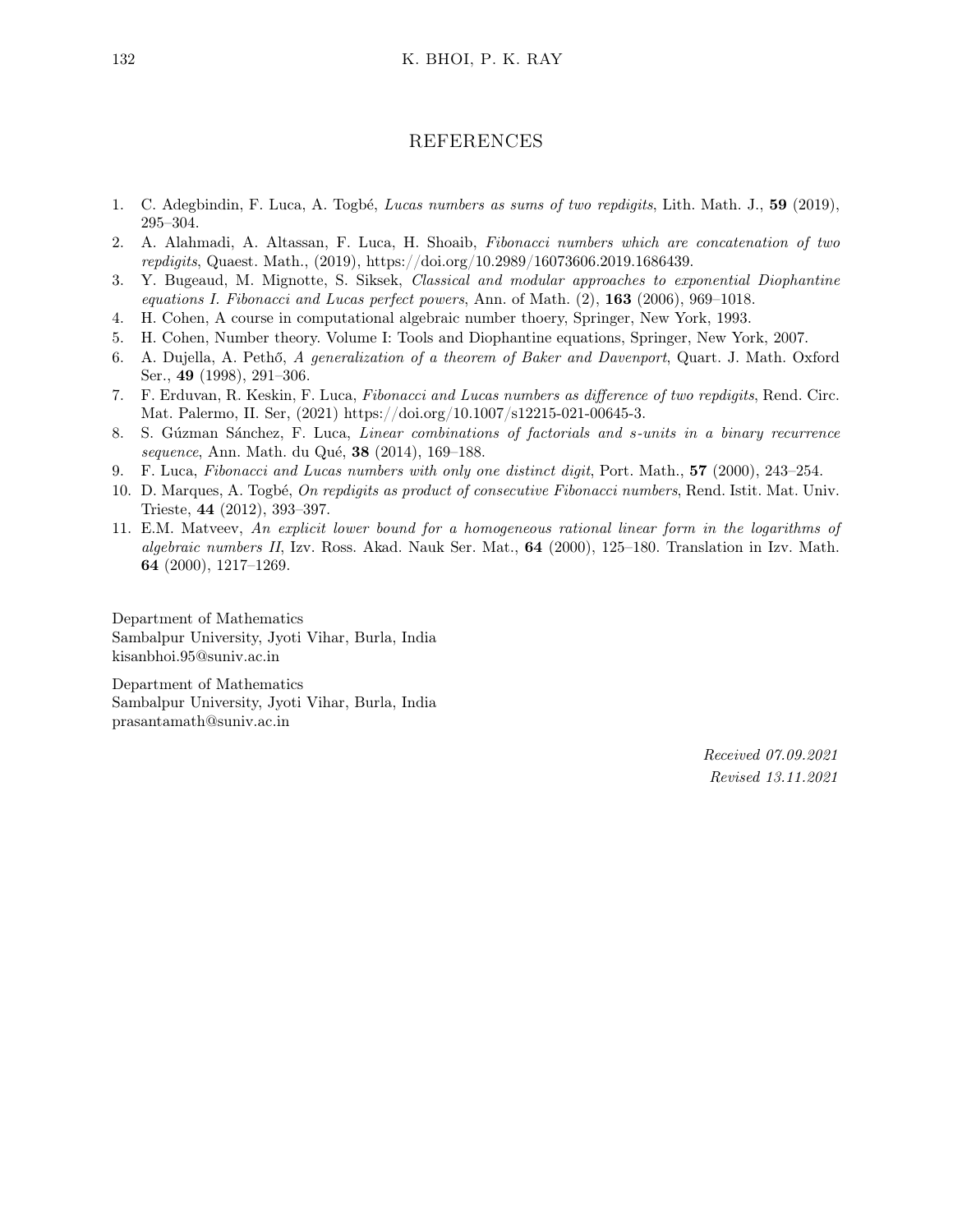## REFERENCES

1. C. Adegbindin, F. Luca, A. Togbé, *Lucas numbers as sums of two repdigits*, Lith. Math. J., **59** (2019), 295–304.
2. A. Alahmadi, A. Altassan, F. Luca, H. Shoaib, *Fibonacci numbers which are concatenation of two repdigits*, Quaest. Math., (2019), https://doi.org/10.2989/16073606.2019.1686439.
3. Y. Bugeaud, M. Mignotte, S. Siksek, *Classical and modular approaches to exponential Diophantine equations I. Fibonacci and Lucas perfect powers*, Ann. of Math. (2), **163** (2006), 969–1018.
4. H. Cohen, A course in computational algebraic number thoery, Springer, New York, 1993.
5. H. Cohen, Number theory. Volume I: Tools and Diophantine equations, Springer, New York, 2007.
6. A. Dujella, A. Pethő, *A generalization of a theorem of Baker and Davenport*, Quart. J. Math. Oxford Ser., **49** (1998), 291–306.
7. F. Erduvan, R. Keskin, F. Luca, *Fibonacci and Lucas numbers as difference of two repdigits*, Rend. Circ. Mat. Palermo, II. Ser, (2021) https://doi.org/10.1007/s12215-021-00645-3.
8. S. Gúzman Sánchez, F. Luca, *Linear combinations of factorials and s-units in a binary recurrence sequence*, Ann. Math. du Qué, **38** (2014), 169–188.
9. F. Luca, *Fibonacci and Lucas numbers with only one distinct digit*, Port. Math., **57** (2000), 243–254.
10. D. Marques, A. Togbé, *On repdigits as product of consecutive Fibonacci numbers*, Rend. Istit. Mat. Univ. Trieste, **44** (2012), 393–397.
11. E.M. Matveev, *An explicit lower bound for a homogeneous rational linear form in the logarithms of algebraic numbers II*, Izv. Ross. Akad. Nauk Ser. Mat., **64** (2000), 125–180. Translation in Izv. Math. **64** (2000), 1217–1269.

Department of Mathematics
Sambalpur University, Jyoti Vihar, Burla, India
kisanbhoi.95@suniv.ac.in

Department of Mathematics
Sambalpur University, Jyoti Vihar, Burla, India
prasantamath@suniv.ac.in

*Received 07.09.2021*
*Revised 13.11.2021*